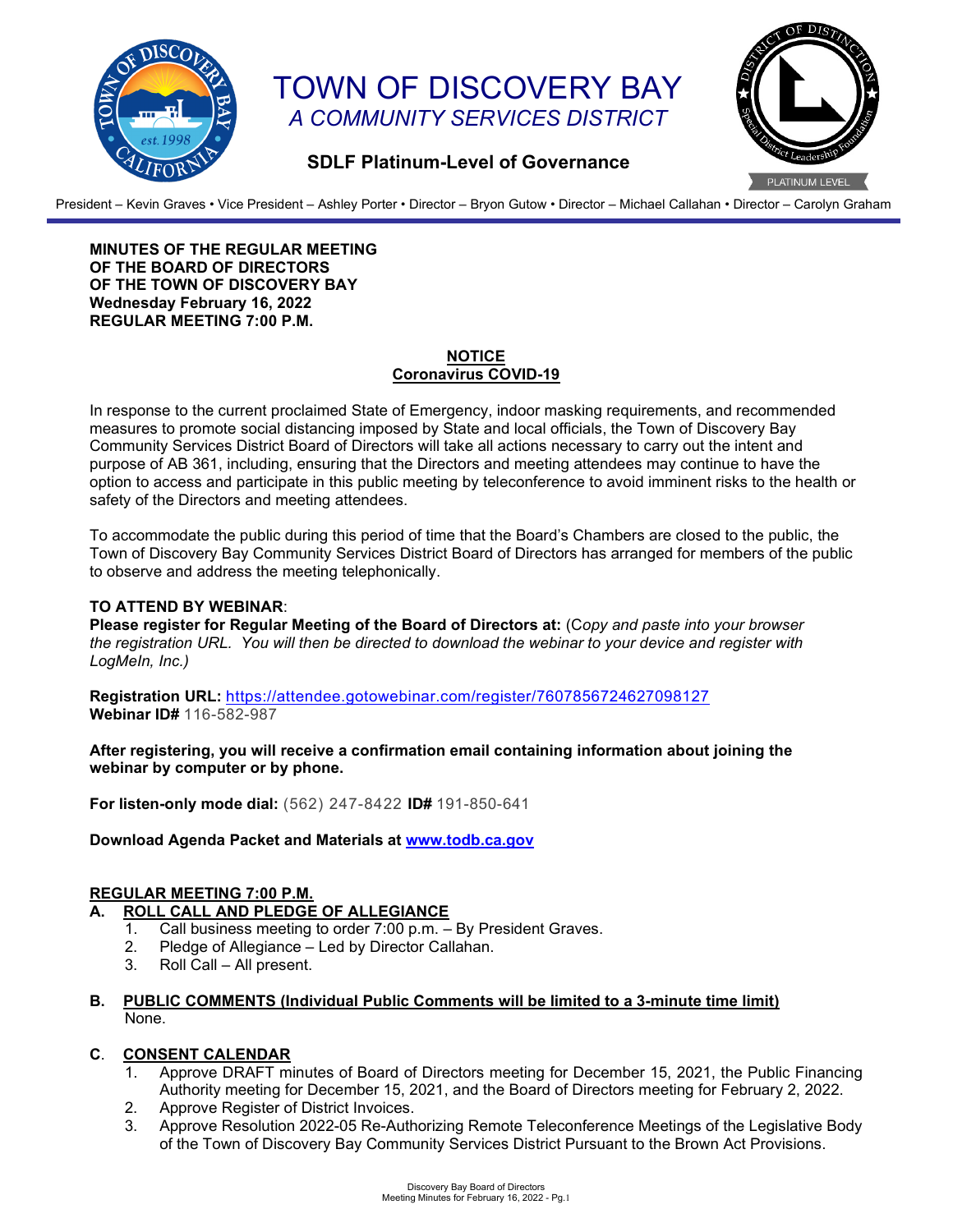# TOWN OF DISCOVERY BAY

## *A COMMUNITY SERVICES DISTRICT*

### SDLF Platinum-Level of Governance

President – Kevin Graves • Vice President – Ashley Porter • Director – Bryon Gutow • Director – Michael Callahan • Director – Carolyn Graham

**MINUTES OF THE REGULAR MEETING**
**OF THE BOARD OF DIRECTORS**
**OF THE TOWN OF DISCOVERY BAY**
**Wednesday February 16, 2022**
**REGULAR MEETING 7:00 P.M.**

**NOTICE**
**Coronavirus COVID-19**

In response to the current proclaimed State of Emergency, indoor masking requirements, and recommended measures to promote social distancing imposed by State and local officials, the Town of Discovery Bay Community Services District Board of Directors will take all actions necessary to carry out the intent and purpose of AB 361, including, ensuring that the Directors and meeting attendees may continue to have the option to access and participate in this public meeting by teleconference to avoid imminent risks to the health or safety of the Directors and meeting attendees.

To accommodate the public during this period of time that the Board's Chambers are closed to the public, the Town of Discovery Bay Community Services District Board of Directors has arranged for members of the public to observe and address the meeting telephonically.

**TO ATTEND BY WEBINAR**:
**Please register for Regular Meeting of the Board of Directors at:** (C*opy and paste into your browser the registration URL. You will then be directed to download the webinar to your device and register with LogMeIn, Inc.)*

**Registration URL:** https://attendee.gotowebinar.com/register/7607856724627098127
**Webinar ID#** 116-582-987

**After registering, you will receive a confirmation email containing information about joining the webinar by computer or by phone.**

**For listen-only mode dial:** (562) 247-8422 **ID#** 191-850-641

**Download Agenda Packet and Materials at www.todb.ca.gov**

**REGULAR MEETING 7:00 P.M.**

**A. ROLL CALL AND PLEDGE OF ALLEGIANCE**

1. Call business meeting to order 7:00 p.m. – By President Graves.
2. Pledge of Allegiance – Led by Director Callahan.
3. Roll Call – All present.

**B. PUBLIC COMMENTS (Individual Public Comments will be limited to a 3-minute time limit)**

None.

**C. CONSENT CALENDAR**

1. Approve DRAFT minutes of Board of Directors meeting for December 15, 2021, the Public Financing Authority meeting for December 15, 2021, and the Board of Directors meeting for February 2, 2022.
2. Approve Register of District Invoices.
3. Approve Resolution 2022-05 Re-Authorizing Remote Teleconference Meetings of the Legislative Body of the Town of Discovery Bay Community Services District Pursuant to the Brown Act Provisions.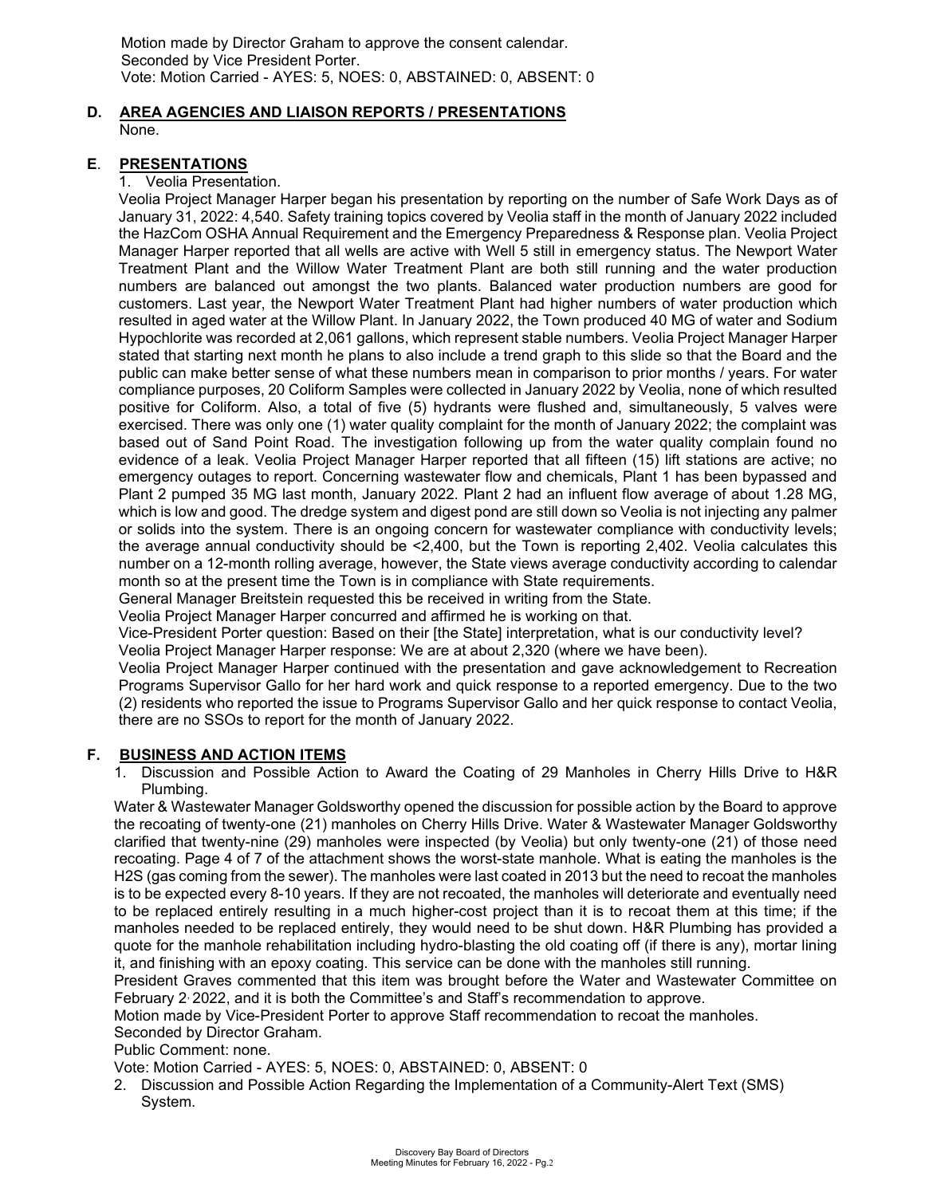Motion made by Director Graham to approve the consent calendar.
Seconded by Vice President Porter.
Vote: Motion Carried - AYES: 5, NOES: 0, ABSTAINED: 0, ABSENT: 0

## D. AREA AGENCIES AND LIAISON REPORTS / PRESENTATIONS

None.

## E. PRESENTATIONS

1. Veolia Presentation.

Veolia Project Manager Harper began his presentation by reporting on the number of Safe Work Days as of January 31, 2022: 4,540. Safety training topics covered by Veolia staff in the month of January 2022 included the HazCom OSHA Annual Requirement and the Emergency Preparedness & Response plan. Veolia Project Manager Harper reported that all wells are active with Well 5 still in emergency status. The Newport Water Treatment Plant and the Willow Water Treatment Plant are both still running and the water production numbers are balanced out amongst the two plants. Balanced water production numbers are good for customers. Last year, the Newport Water Treatment Plant had higher numbers of water production which resulted in aged water at the Willow Plant. In January 2022, the Town produced 40 MG of water and Sodium Hypochlorite was recorded at 2,061 gallons, which represent stable numbers. Veolia Project Manager Harper stated that starting next month he plans to also include a trend graph to this slide so that the Board and the public can make better sense of what these numbers mean in comparison to prior months / years. For water compliance purposes, 20 Coliform Samples were collected in January 2022 by Veolia, none of which resulted positive for Coliform. Also, a total of five (5) hydrants were flushed and, simultaneously, 5 valves were exercised. There was only one (1) water quality complaint for the month of January 2022; the complaint was based out of Sand Point Road. The investigation following up from the water quality complain found no evidence of a leak. Veolia Project Manager Harper reported that all fifteen (15) lift stations are active; no emergency outages to report. Concerning wastewater flow and chemicals, Plant 1 has been bypassed and Plant 2 pumped 35 MG last month, January 2022. Plant 2 had an influent flow average of about 1.28 MG, which is low and good. The dredge system and digest pond are still down so Veolia is not injecting any palmer or solids into the system. There is an ongoing concern for wastewater compliance with conductivity levels; the average annual conductivity should be <2,400, but the Town is reporting 2,402. Veolia calculates this number on a 12-month rolling average, however, the State views average conductivity according to calendar month so at the present time the Town is in compliance with State requirements.

General Manager Breitstein requested this be received in writing from the State.

Veolia Project Manager Harper concurred and affirmed he is working on that.

Vice-President Porter question: Based on their [the State] interpretation, what is our conductivity level?

Veolia Project Manager Harper response: We are at about 2,320 (where we have been).

Veolia Project Manager Harper continued with the presentation and gave acknowledgement to Recreation Programs Supervisor Gallo for her hard work and quick response to a reported emergency. Due to the two (2) residents who reported the issue to Programs Supervisor Gallo and her quick response to contact Veolia, there are no SSOs to report for the month of January 2022.

## F. BUSINESS AND ACTION ITEMS

1. Discussion and Possible Action to Award the Coating of 29 Manholes in Cherry Hills Drive to H&R Plumbing.

Water & Wastewater Manager Goldsworthy opened the discussion for possible action by the Board to approve the recoating of twenty-one (21) manholes on Cherry Hills Drive. Water & Wastewater Manager Goldsworthy clarified that twenty-nine (29) manholes were inspected (by Veolia) but only twenty-one (21) of those need recoating. Page 4 of 7 of the attachment shows the worst-state manhole. What is eating the manholes is the H2S (gas coming from the sewer). The manholes were last coated in 2013 but the need to recoat the manholes is to be expected every 8-10 years. If they are not recoated, the manholes will deteriorate and eventually need to be replaced entirely resulting in a much higher-cost project than it is to recoat them at this time; if the manholes needed to be replaced entirely, they would need to be shut down. H&R Plumbing has provided a quote for the manhole rehabilitation including hydro-blasting the old coating off (if there is any), mortar lining it, and finishing with an epoxy coating. This service can be done with the manholes still running.

President Graves commented that this item was brought before the Water and Wastewater Committee on February 2, 2022, and it is both the Committee's and Staff's recommendation to approve.

Motion made by Vice-President Porter to approve Staff recommendation to recoat the manholes.
Seconded by Director Graham.
Public Comment: none.
Vote: Motion Carried - AYES: 5, NOES: 0, ABSTAINED: 0, ABSENT: 0

2. Discussion and Possible Action Regarding the Implementation of a Community-Alert Text (SMS) System.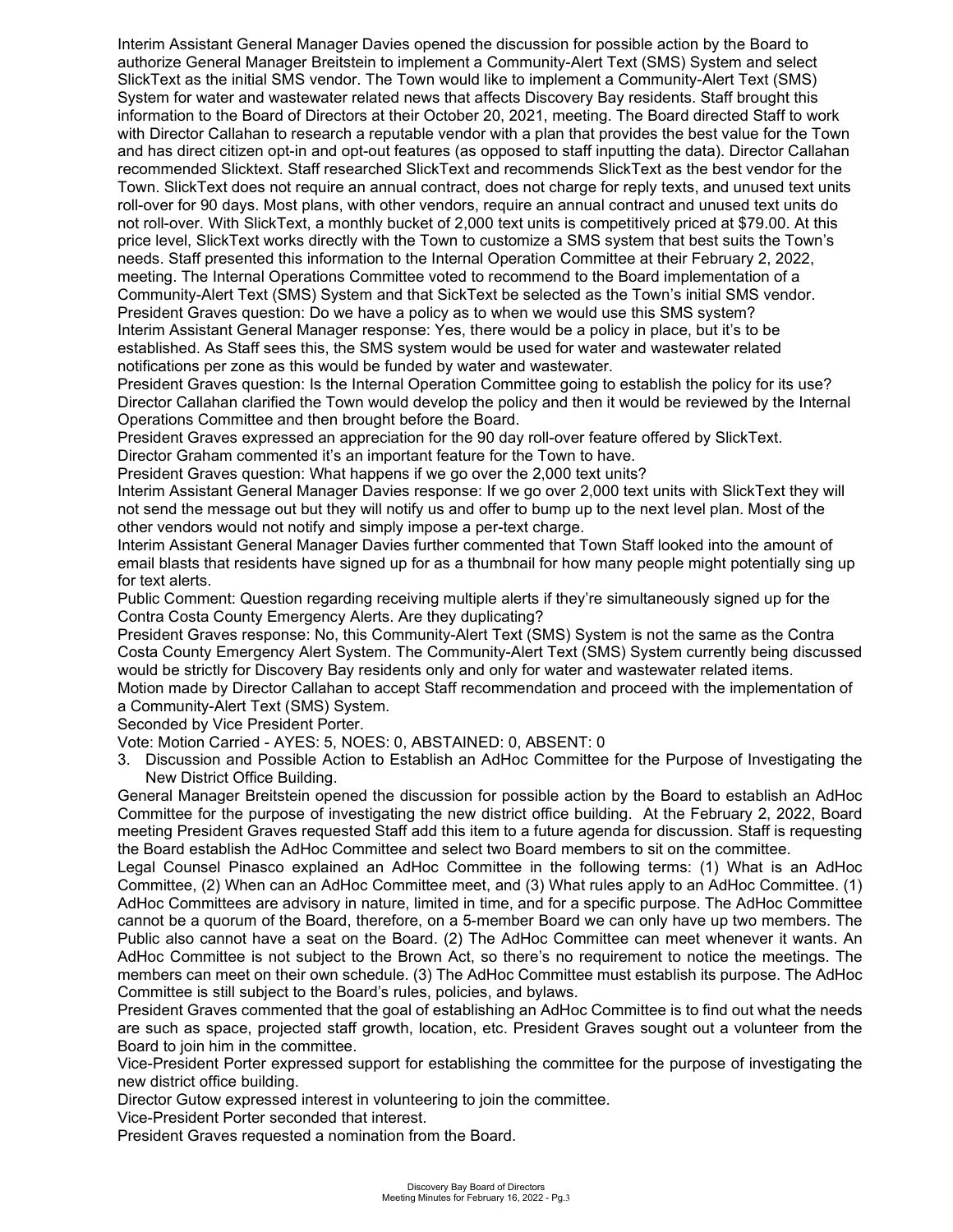Interim Assistant General Manager Davies opened the discussion for possible action by the Board to authorize General Manager Breitstein to implement a Community-Alert Text (SMS) System and select SlickText as the initial SMS vendor. The Town would like to implement a Community-Alert Text (SMS) System for water and wastewater related news that affects Discovery Bay residents. Staff brought this information to the Board of Directors at their October 20, 2021, meeting. The Board directed Staff to work with Director Callahan to research a reputable vendor with a plan that provides the best value for the Town and has direct citizen opt-in and opt-out features (as opposed to staff inputting the data). Director Callahan recommended Slicktext. Staff researched SlickText and recommends SlickText as the best vendor for the Town. SlickText does not require an annual contract, does not charge for reply texts, and unused text units roll-over for 90 days. Most plans, with other vendors, require an annual contract and unused text units do not roll-over. With SlickText, a monthly bucket of 2,000 text units is competitively priced at $79.00. At this price level, SlickText works directly with the Town to customize a SMS system that best suits the Town's needs. Staff presented this information to the Internal Operation Committee at their February 2, 2022, meeting. The Internal Operations Committee voted to recommend to the Board implementation of a Community-Alert Text (SMS) System and that SickText be selected as the Town's initial SMS vendor.

President Graves question: Do we have a policy as to when we would use this SMS system?

Interim Assistant General Manager response: Yes, there would be a policy in place, but it's to be established. As Staff sees this, the SMS system would be used for water and wastewater related notifications per zone as this would be funded by water and wastewater.

President Graves question: Is the Internal Operation Committee going to establish the policy for its use?

Director Callahan clarified the Town would develop the policy and then it would be reviewed by the Internal Operations Committee and then brought before the Board.

President Graves expressed an appreciation for the 90 day roll-over feature offered by SlickText.

Director Graham commented it's an important feature for the Town to have.

President Graves question: What happens if we go over the 2,000 text units?

Interim Assistant General Manager Davies response: If we go over 2,000 text units with SlickText they will not send the message out but they will notify us and offer to bump up to the next level plan. Most of the other vendors would not notify and simply impose a per-text charge.

Interim Assistant General Manager Davies further commented that Town Staff looked into the amount of email blasts that residents have signed up for as a thumbnail for how many people might potentially sing up for text alerts.

Public Comment: Question regarding receiving multiple alerts if they're simultaneously signed up for the Contra Costa County Emergency Alerts. Are they duplicating?

President Graves response: No, this Community-Alert Text (SMS) System is not the same as the Contra Costa County Emergency Alert System. The Community-Alert Text (SMS) System currently being discussed would be strictly for Discovery Bay residents only and only for water and wastewater related items.

Motion made by Director Callahan to accept Staff recommendation and proceed with the implementation of a Community-Alert Text (SMS) System.

Seconded by Vice President Porter.

Vote: Motion Carried - AYES: 5, NOES: 0, ABSTAINED: 0, ABSENT: 0

3. Discussion and Possible Action to Establish an AdHoc Committee for the Purpose of Investigating the New District Office Building.

General Manager Breitstein opened the discussion for possible action by the Board to establish an AdHoc Committee for the purpose of investigating the new district office building. At the February 2, 2022, Board meeting President Graves requested Staff add this item to a future agenda for discussion. Staff is requesting the Board establish the AdHoc Committee and select two Board members to sit on the committee.

Legal Counsel Pinasco explained an AdHoc Committee in the following terms: (1) What is an AdHoc Committee, (2) When can an AdHoc Committee meet, and (3) What rules apply to an AdHoc Committee. (1) AdHoc Committees are advisory in nature, limited in time, and for a specific purpose. The AdHoc Committee cannot be a quorum of the Board, therefore, on a 5-member Board we can only have up two members. The Public also cannot have a seat on the Board. (2) The AdHoc Committee can meet whenever it wants. An AdHoc Committee is not subject to the Brown Act, so there's no requirement to notice the meetings. The members can meet on their own schedule. (3) The AdHoc Committee must establish its purpose. The AdHoc Committee is still subject to the Board's rules, policies, and bylaws.

President Graves commented that the goal of establishing an AdHoc Committee is to find out what the needs are such as space, projected staff growth, location, etc. President Graves sought out a volunteer from the Board to join him in the committee.

Vice-President Porter expressed support for establishing the committee for the purpose of investigating the new district office building.

Director Gutow expressed interest in volunteering to join the committee.

Vice-President Porter seconded that interest.

President Graves requested a nomination from the Board.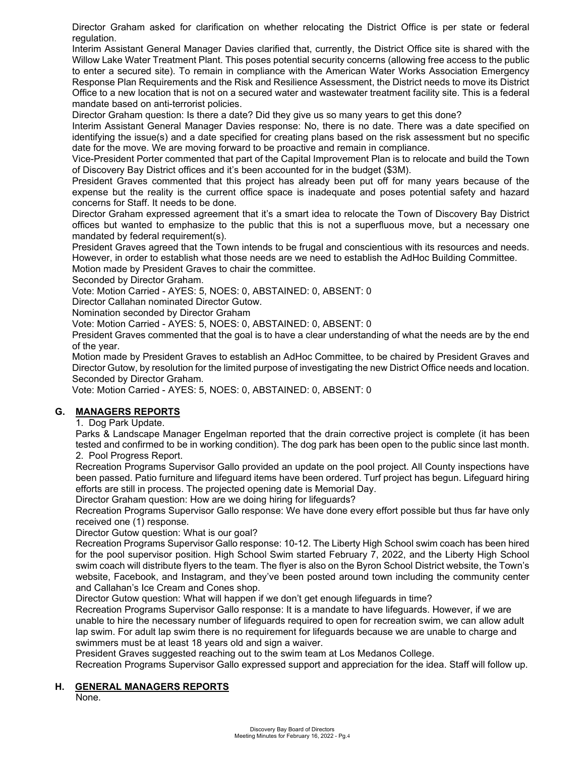Director Graham asked for clarification on whether relocating the District Office is per state or federal regulation.

Interim Assistant General Manager Davies clarified that, currently, the District Office site is shared with the Willow Lake Water Treatment Plant. This poses potential security concerns (allowing free access to the public to enter a secured site). To remain in compliance with the American Water Works Association Emergency Response Plan Requirements and the Risk and Resilience Assessment, the District needs to move its District Office to a new location that is not on a secured water and wastewater treatment facility site. This is a federal mandate based on anti-terrorist policies.

Director Graham question: Is there a date? Did they give us so many years to get this done?

Interim Assistant General Manager Davies response: No, there is no date. There was a date specified on identifying the issue(s) and a date specified for creating plans based on the risk assessment but no specific date for the move. We are moving forward to be proactive and remain in compliance.

Vice-President Porter commented that part of the Capital Improvement Plan is to relocate and build the Town of Discovery Bay District offices and it's been accounted for in the budget ($3M).

President Graves commented that this project has already been put off for many years because of the expense but the reality is the current office space is inadequate and poses potential safety and hazard concerns for Staff. It needs to be done.

Director Graham expressed agreement that it's a smart idea to relocate the Town of Discovery Bay District offices but wanted to emphasize to the public that this is not a superfluous move, but a necessary one mandated by federal requirement(s).

President Graves agreed that the Town intends to be frugal and conscientious with its resources and needs. However, in order to establish what those needs are we need to establish the AdHoc Building Committee.

Motion made by President Graves to chair the committee.

Seconded by Director Graham.

Vote: Motion Carried - AYES: 5, NOES: 0, ABSTAINED: 0, ABSENT: 0

Director Callahan nominated Director Gutow.

Nomination seconded by Director Graham

Vote: Motion Carried - AYES: 5, NOES: 0, ABSTAINED: 0, ABSENT: 0

President Graves commented that the goal is to have a clear understanding of what the needs are by the end of the year.

Motion made by President Graves to establish an AdHoc Committee, to be chaired by President Graves and Director Gutow, by resolution for the limited purpose of investigating the new District Office needs and location.

Seconded by Director Graham.

Vote: Motion Carried - AYES: 5, NOES: 0, ABSTAINED: 0, ABSENT: 0

## G. MANAGERS REPORTS

1. Dog Park Update.

Parks & Landscape Manager Engelman reported that the drain corrective project is complete (it has been tested and confirmed to be in working condition). The dog park has been open to the public since last month.

2. Pool Progress Report.

Recreation Programs Supervisor Gallo provided an update on the pool project. All County inspections have been passed. Patio furniture and lifeguard items have been ordered. Turf project has begun. Lifeguard hiring efforts are still in process. The projected opening date is Memorial Day.

Director Graham question: How are we doing hiring for lifeguards?

Recreation Programs Supervisor Gallo response: We have done every effort possible but thus far have only received one (1) response.

Director Gutow question: What is our goal?

Recreation Programs Supervisor Gallo response: 10-12. The Liberty High School swim coach has been hired for the pool supervisor position. High School Swim started February 7, 2022, and the Liberty High School swim coach will distribute flyers to the team. The flyer is also on the Byron School District website, the Town's website, Facebook, and Instagram, and they've been posted around town including the community center and Callahan's Ice Cream and Cones shop.

Director Gutow question: What will happen if we don't get enough lifeguards in time?

Recreation Programs Supervisor Gallo response: It is a mandate to have lifeguards. However, if we are unable to hire the necessary number of lifeguards required to open for recreation swim, we can allow adult lap swim. For adult lap swim there is no requirement for lifeguards because we are unable to charge and swimmers must be at least 18 years old and sign a waiver.

President Graves suggested reaching out to the swim team at Los Medanos College.

Recreation Programs Supervisor Gallo expressed support and appreciation for the idea. Staff will follow up.

## H. GENERAL MANAGERS REPORTS

None.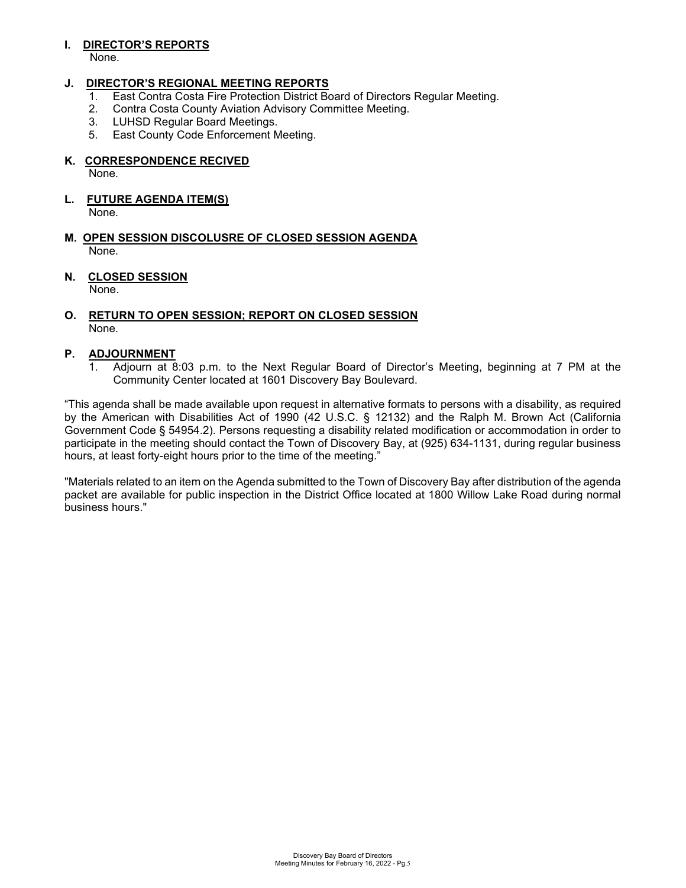## I. DIRECTOR'S REPORTS

None.

## J. DIRECTOR'S REGIONAL MEETING REPORTS

1. East Contra Costa Fire Protection District Board of Directors Regular Meeting.
2. Contra Costa County Aviation Advisory Committee Meeting.
3. LUHSD Regular Board Meetings.
5. East County Code Enforcement Meeting.

## K. CORRESPONDENCE RECIVED

None.

## L. FUTURE AGENDA ITEM(S)

None.

## M. OPEN SESSION DISCOLUSRE OF CLOSED SESSION AGENDA

None.

## N. CLOSED SESSION

None.

## O. RETURN TO OPEN SESSION; REPORT ON CLOSED SESSION

None.

## P. ADJOURNMENT

1. Adjourn at 8:03 p.m. to the Next Regular Board of Director's Meeting, beginning at 7 PM at the Community Center located at 1601 Discovery Bay Boulevard.

"This agenda shall be made available upon request in alternative formats to persons with a disability, as required by the American with Disabilities Act of 1990 (42 U.S.C. § 12132) and the Ralph M. Brown Act (California Government Code § 54954.2). Persons requesting a disability related modification or accommodation in order to participate in the meeting should contact the Town of Discovery Bay, at (925) 634-1131, during regular business hours, at least forty-eight hours prior to the time of the meeting."

"Materials related to an item on the Agenda submitted to the Town of Discovery Bay after distribution of the agenda packet are available for public inspection in the District Office located at 1800 Willow Lake Road during normal business hours."